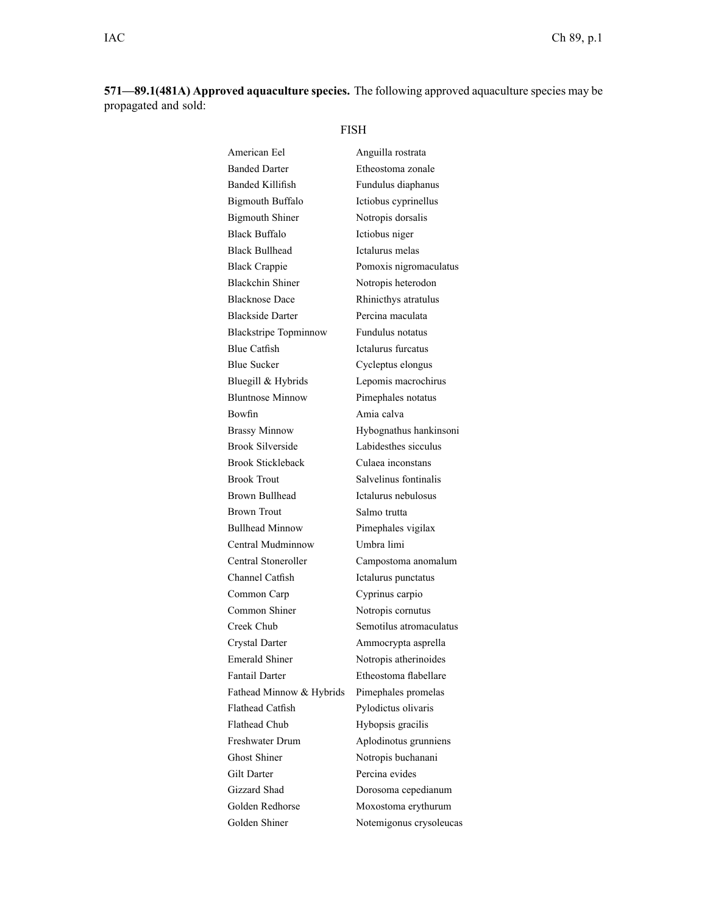**571—89.1(481A) Approved aquaculture species.** The following approved aquaculture species may be propagated and sold:

FISH

| | |
|---|---|
| American Eel | Anguilla rostrata |
| Banded Darter | Etheostoma zonale |
| Banded Killifish | Fundulus diaphanus |
| Bigmouth Buffalo | Ictiobus cyprinellus |
| Bigmouth Shiner | Notropis dorsalis |
| Black Buffalo | Ictiobus niger |
| Black Bullhead | Ictalurus melas |
| Black Crappie | Pomoxis nigromaculatus |
| Blackchin Shiner | Notropis heterodon |
| Blacknose Dace | Rhinicthys atratulus |
| Blackside Darter | Percina maculata |
| Blackstripe Topminnow | Fundulus notatus |
| Blue Catfish | Ictalurus furcatus |
| Blue Sucker | Cycleptus elongus |
| Bluegill & Hybrids | Lepomis macrochirus |
| Bluntnose Minnow | Pimephales notatus |
| Bowfin | Amia calva |
| Brassy Minnow | Hybognathus hankinsoni |
| Brook Silverside | Labidesthes sicculus |
| Brook Stickleback | Culaea inconstans |
| Brook Trout | Salvelinus fontinalis |
| Brown Bullhead | Ictalurus nebulosus |
| Brown Trout | Salmo trutta |
| Bullhead Minnow | Pimephales vigilax |
| Central Mudminnow | Umbra limi |
| Central Stoneroller | Campostoma anomalum |
| Channel Catfish | Ictalurus punctatus |
| Common Carp | Cyprinus carpio |
| Common Shiner | Notropis cornutus |
| Creek Chub | Semotilus atromaculatus |
| Crystal Darter | Ammocrypta asprella |
| Emerald Shiner | Notropis atherinoides |
| Fantail Darter | Etheostoma flabellare |
| Fathead Minnow & Hybrids | Pimephales promelas |
| Flathead Catfish | Pylodictus olivaris |
| Flathead Chub | Hybopsis gracilis |
| Freshwater Drum | Aplodinotus grunniens |
| Ghost Shiner | Notropis buchanani |
| Gilt Darter | Percina evides |
| Gizzard Shad | Dorosoma cepedianum |
| Golden Redhorse | Moxostoma erythurum |
| Golden Shiner | Notemigonus crysoleucas |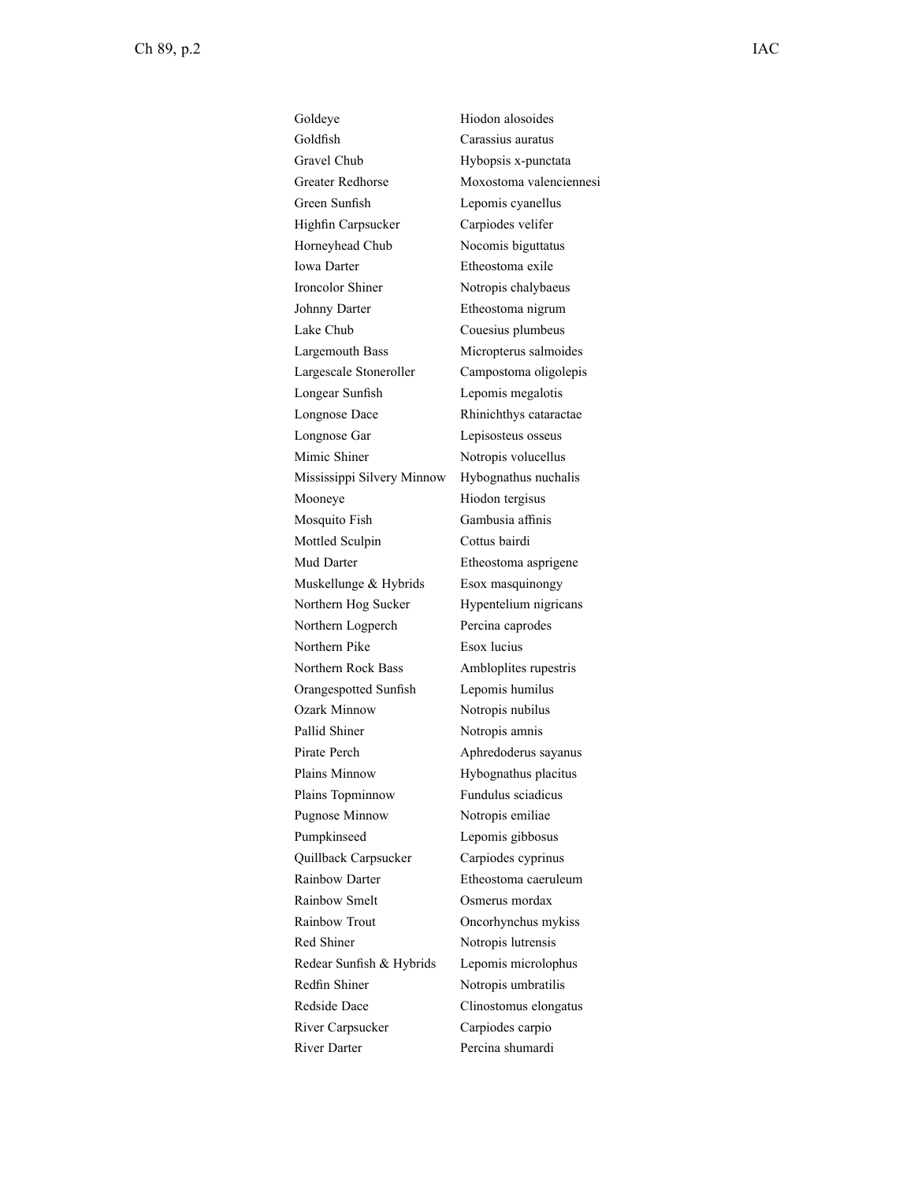| | |
|---|---|
| Goldeye | Hiodon alosoides |
| Goldfish | Carassius auratus |
| Gravel Chub | Hybopsis x-punctata |
| Greater Redhorse | Moxostoma valenciennesi |
| Green Sunfish | Lepomis cyanellus |
| Highfin Carpsucker | Carpiodes velifer |
| Horneyhead Chub | Nocomis biguttatus |
| Iowa Darter | Etheostoma exile |
| Ironcolor Shiner | Notropis chalybaeus |
| Johnny Darter | Etheostoma nigrum |
| Lake Chub | Couesius plumbeus |
| Largemouth Bass | Micropterus salmoides |
| Largescale Stoneroller | Campostoma oligolepis |
| Longear Sunfish | Lepomis megalotis |
| Longnose Dace | Rhinichthys cataractae |
| Longnose Gar | Lepisosteus osseus |
| Mimic Shiner | Notropis volucellus |
| Mississippi Silvery Minnow | Hybognathus nuchalis |
| Mooneye | Hiodon tergisus |
| Mosquito Fish | Gambusia affinis |
| Mottled Sculpin | Cottus bairdi |
| Mud Darter | Etheostoma asprigene |
| Muskellunge & Hybrids | Esox masquinongy |
| Northern Hog Sucker | Hypentelium nigricans |
| Northern Logperch | Percina caprodes |
| Northern Pike | Esox lucius |
| Northern Rock Bass | Ambloplites rupestris |
| Orangespotted Sunfish | Lepomis humilus |
| Ozark Minnow | Notropis nubilus |
| Pallid Shiner | Notropis amnis |
| Pirate Perch | Aphredoderus sayanus |
| Plains Minnow | Hybognathus placitus |
| Plains Topminnow | Fundulus sciadicus |
| Pugnose Minnow | Notropis emiliae |
| Pumpkinseed | Lepomis gibbosus |
| Quillback Carpsucker | Carpiodes cyprinus |
| Rainbow Darter | Etheostoma caeruleum |
| Rainbow Smelt | Osmerus mordax |
| Rainbow Trout | Oncorhynchus mykiss |
| Red Shiner | Notropis lutrensis |
| Redear Sunfish & Hybrids | Lepomis microlophus |
| Redfin Shiner | Notropis umbratilis |
| Redside Dace | Clinostomus elongatus |
| River Carpsucker | Carpiodes carpio |
| River Darter | Percina shumardi |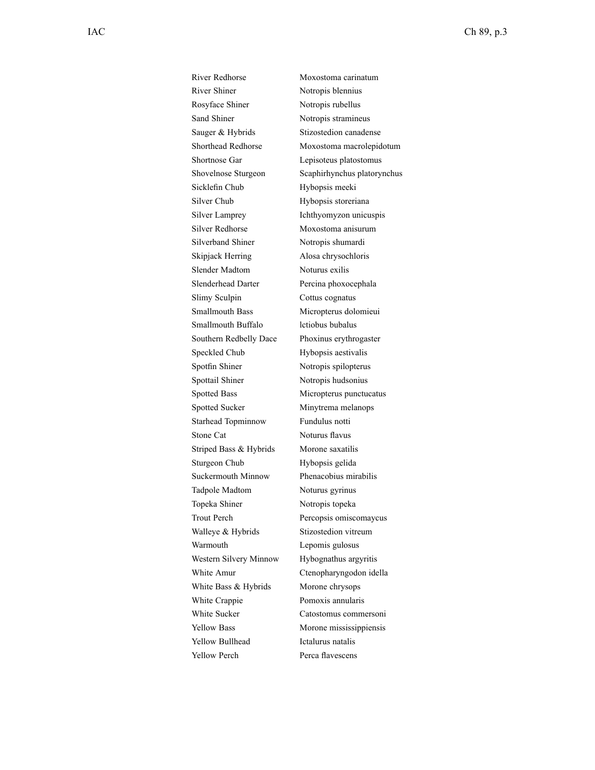| | |
|---|---|
| River Redhorse | Moxostoma carinatum |
| River Shiner | Notropis blennius |
| Rosyface Shiner | Notropis rubellus |
| Sand Shiner | Notropis stramineus |
| Sauger & Hybrids | Stizostedion canadense |
| Shorthead Redhorse | Moxostoma macrolepidotum |
| Shortnose Gar | Lepisoteus platostomus |
| Shovelnose Sturgeon | Scaphirhynchus platorynchus |
| Sicklefin Chub | Hybopsis meeki |
| Silver Chub | Hybopsis storeriana |
| Silver Lamprey | Ichthyomyzon unicuspis |
| Silver Redhorse | Moxostoma anisurum |
| Silverband Shiner | Notropis shumardi |
| Skipjack Herring | Alosa chrysochloris |
| Slender Madtom | Noturus exilis |
| Slenderhead Darter | Percina phoxocephala |
| Slimy Sculpin | Cottus cognatus |
| Smallmouth Bass | Micropterus dolomieui |
| Smallmouth Buffalo | lctiobus bubalus |
| Southern Redbelly Dace | Phoxinus erythrogaster |
| Speckled Chub | Hybopsis aestivalis |
| Spotfin Shiner | Notropis spilopterus |
| Spottail Shiner | Notropis hudsonius |
| Spotted Bass | Micropterus punctucatus |
| Spotted Sucker | Minytrema melanops |
| Starhead Topminnow | Fundulus notti |
| Stone Cat | Noturus flavus |
| Striped Bass & Hybrids | Morone saxatilis |
| Sturgeon Chub | Hybopsis gelida |
| Suckermouth Minnow | Phenacobius mirabilis |
| Tadpole Madtom | Noturus gyrinus |
| Topeka Shiner | Notropis topeka |
| Trout Perch | Percopsis omiscomaycus |
| Walleye & Hybrids | Stizostedion vitreum |
| Warmouth | Lepomis gulosus |
| Western Silvery Minnow | Hybognathus argyritis |
| White Amur | Ctenopharyngodon idella |
| White Bass & Hybrids | Morone chrysops |
| White Crappie | Pomoxis annularis |
| White Sucker | Catostomus commersoni |
| Yellow Bass | Morone mississippiensis |
| Yellow Bullhead | Ictalurus natalis |
| Yellow Perch | Perca flavescens |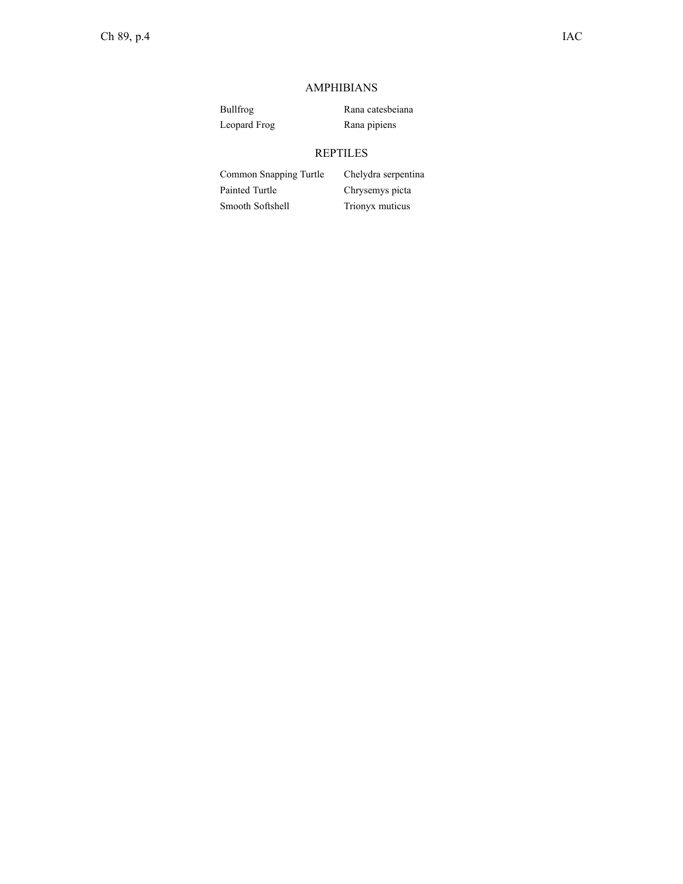## AMPHIBIANS

| | |
|---|---|
| Bullfrog | Rana catesbeiana |
| Leopard Frog | Rana pipiens |

## REPTILES

| | |
|---|---|
| Common Snapping Turtle | Chelydra serpentina |
| Painted Turtle | Chrysemys picta |
| Smooth Softshell | Trionyx muticus |